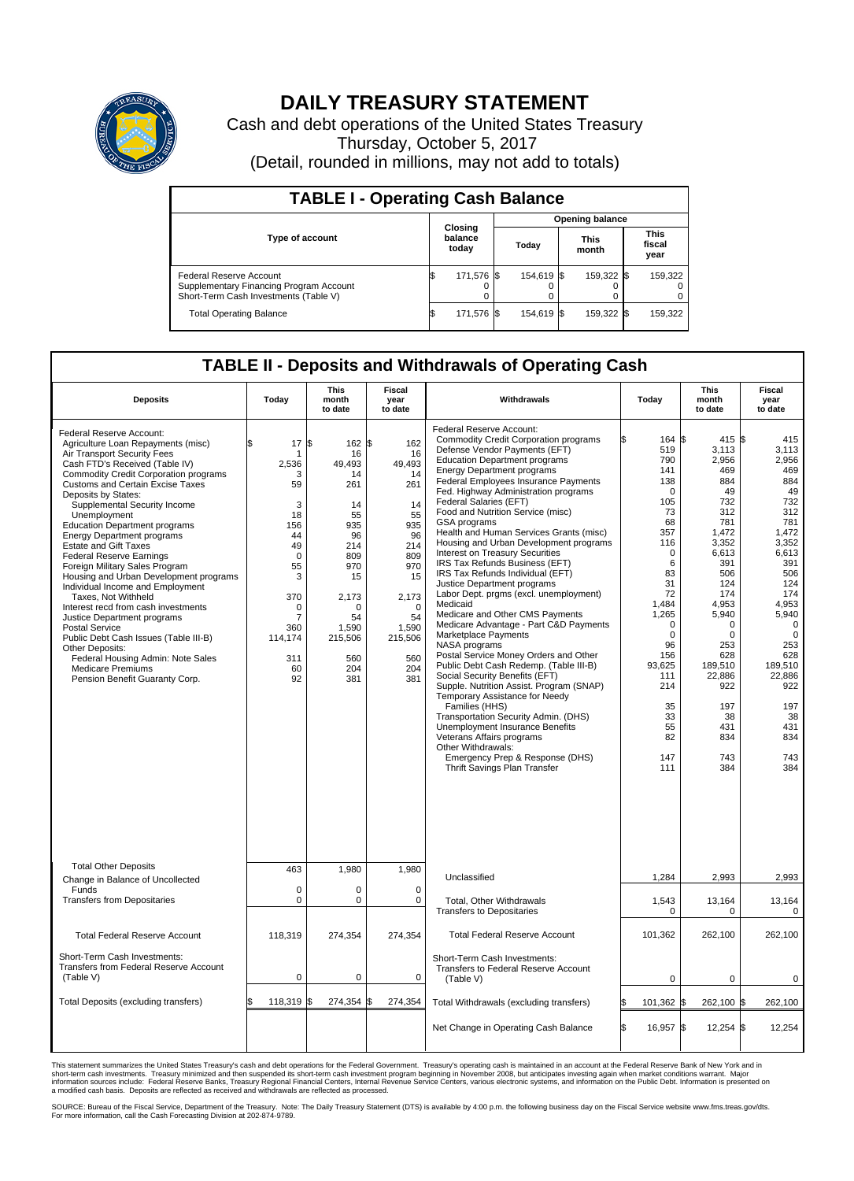# DAILY TREASURY STATEMENT

Cash and debt operations of the United States Treasury

Thursday, October 5, 2017

(Detail, rounded in millions, may not add to totals)

## TABLE I - Operating Cash Balance

| Type of account | Closing balance today | Opening balance Today | Opening balance This month | Opening balance This fiscal year |
|---|---|---|---|---|
| Federal Reserve Account | $ 171,576 | $ 154,619 | $ 159,322 | $ 159,322 |
| Supplementary Financing Program Account | 0 | 0 | 0 | 0 |
| Short-Term Cash Investments (Table V) | 0 | 0 | 0 | 0 |
| Total Operating Balance | $ 171,576 | $ 154,619 | $ 159,322 | $ 159,322 |

## TABLE II - Deposits and Withdrawals of Operating Cash

| Deposits | Today | This month to date | Fiscal year to date |
|---|---|---|---|
| Federal Reserve Account: | | | |
| Agriculture Loan Repayments (misc) | $ 17 | $ 162 | $ 162 |
| Air Transport Security Fees | 1 | 16 | 16 |
| Cash FTD's Received (Table IV) | 2,536 | 49,493 | 49,493 |
| Commodity Credit Corporation programs | 3 | 14 | 14 |
| Customs and Certain Excise Taxes | 59 | 261 | 261 |
| Deposits by States: | | | |
| Supplemental Security Income | 3 | 14 | 14 |
| Unemployment | 18 | 55 | 55 |
| Education Department programs | 156 | 935 | 935 |
| Energy Department programs | 44 | 96 | 96 |
| Estate and Gift Taxes | 49 | 214 | 214 |
| Federal Reserve Earnings | 0 | 809 | 809 |
| Foreign Military Sales Program | 55 | 970 | 970 |
| Housing and Urban Development programs | 3 | 15 | 15 |
| Individual Income and Employment Taxes, Not Withheld | 370 | 2,173 | 2,173 |
| Interest recd from cash investments | 0 | 0 | 0 |
| Justice Department programs | 7 | 54 | 54 |
| Postal Service | 360 | 1,590 | 1,590 |
| Public Debt Cash Issues (Table III-B) | 114,174 | 215,506 | 215,506 |
| Other Deposits: | | | |
| Federal Housing Admin: Note Sales | 311 | 560 | 560 |
| Medicare Premiums | 60 | 204 | 204 |
| Pension Benefit Guaranty Corp. | 92 | 381 | 381 |
| Total Other Deposits | 463 | 1,980 | 1,980 |
| Change in Balance of Uncollected Funds | 0 | 0 | 0 |
| Transfers from Depositaries | 0 | 0 | 0 |
| Total Federal Reserve Account | 118,319 | 274,354 | 274,354 |
| Short-Term Cash Investments: Transfers from Federal Reserve Account (Table V) | 0 | 0 | 0 |
| Total Deposits (excluding transfers) | $ 118,319 | $ 274,354 | $ 274,354 |

| Withdrawals | Today | This month to date | Fiscal year to date |
|---|---|---|---|
| Federal Reserve Account: | | | |
| Commodity Credit Corporation programs | $ 164 | $ 415 | $ 415 |
| Defense Vendor Payments (EFT) | 519 | 3,113 | 3,113 |
| Education Department programs | 790 | 2,956 | 2,956 |
| Energy Department programs | 141 | 469 | 469 |
| Federal Employees Insurance Payments | 138 | 884 | 884 |
| Fed. Highway Administration programs | 0 | 49 | 49 |
| Federal Salaries (EFT) | 105 | 732 | 732 |
| Food and Nutrition Service (misc) | 73 | 312 | 312 |
| GSA programs | 68 | 781 | 781 |
| Health and Human Services Grants (misc) | 357 | 1,472 | 1,472 |
| Housing and Urban Development programs | 116 | 3,352 | 3,352 |
| Interest on Treasury Securities | 0 | 6,613 | 6,613 |
| IRS Tax Refunds Business (EFT) | 6 | 391 | 391 |
| IRS Tax Refunds Individual (EFT) | 83 | 506 | 506 |
| Justice Department programs | 31 | 124 | 124 |
| Labor Dept. prgms (excl. unemployment) | 72 | 174 | 174 |
| Medicaid | 1,484 | 4,953 | 4,953 |
| Medicare and Other CMS Payments | 1,265 | 5,940 | 5,940 |
| Medicare Advantage - Part C&D Payments | 0 | 0 | 0 |
| Marketplace Payments | 0 | 0 | 0 |
| NASA programs | 96 | 253 | 253 |
| Postal Service Money Orders and Other | 156 | 628 | 628 |
| Public Debt Cash Redemp. (Table III-B) | 93,625 | 189,510 | 189,510 |
| Social Security Benefits (EFT) | 111 | 22,886 | 22,886 |
| Supple. Nutrition Assist. Program (SNAP) | 214 | 922 | 922 |
| Temporary Assistance for Needy Families (HHS) | 35 | 197 | 197 |
| Transportation Security Admin. (DHS) | 33 | 38 | 38 |
| Unemployment Insurance Benefits | 55 | 431 | 431 |
| Veterans Affairs programs | 82 | 834 | 834 |
| Other Withdrawals: | | | |
| Emergency Prep & Response (DHS) | 147 | 743 | 743 |
| Thrift Savings Plan Transfer | 111 | 384 | 384 |
| Unclassified | 1,284 | 2,993 | 2,993 |
| Total, Other Withdrawals | 1,543 | 13,164 | 13,164 |
| Transfers to Depositaries | 0 | 0 | 0 |
| Total Federal Reserve Account | 101,362 | 262,100 | 262,100 |
| Short-Term Cash Investments: Transfers to Federal Reserve Account (Table V) | 0 | 0 | 0 |
| Total Withdrawals (excluding transfers) | $ 101,362 | $ 262,100 | $ 262,100 |
| Net Change in Operating Cash Balance | $ 16,957 | $ 12,254 | $ 12,254 |

This statement summarizes the United States Treasury's cash and debt operations for the Federal Government. Treasury's operating cash is maintained in an account at the Federal Reserve Bank of New York and in short-term cash investments. Treasury minimized and then suspended its short-term cash investment program beginning in November 2008, but anticipates investing again when market conditions warrant. Major information sources include: Federal Reserve Banks, Treasury Regional Financial Centers, Internal Revenue Service Centers, various electronic systems, and information on the Public Debt. Information is presented on a modified cash basis. Deposits are reflected as received and withdrawals are reflected as processed.

SOURCE: Bureau of the Fiscal Service, Department of the Treasury. Note: The Daily Treasury Statement (DTS) is available by 4:00 p.m. the following business day on the Fiscal Service website www.fms.treas.gov/dts. For more information, call the Cash Forecasting Division at 202-874-9789.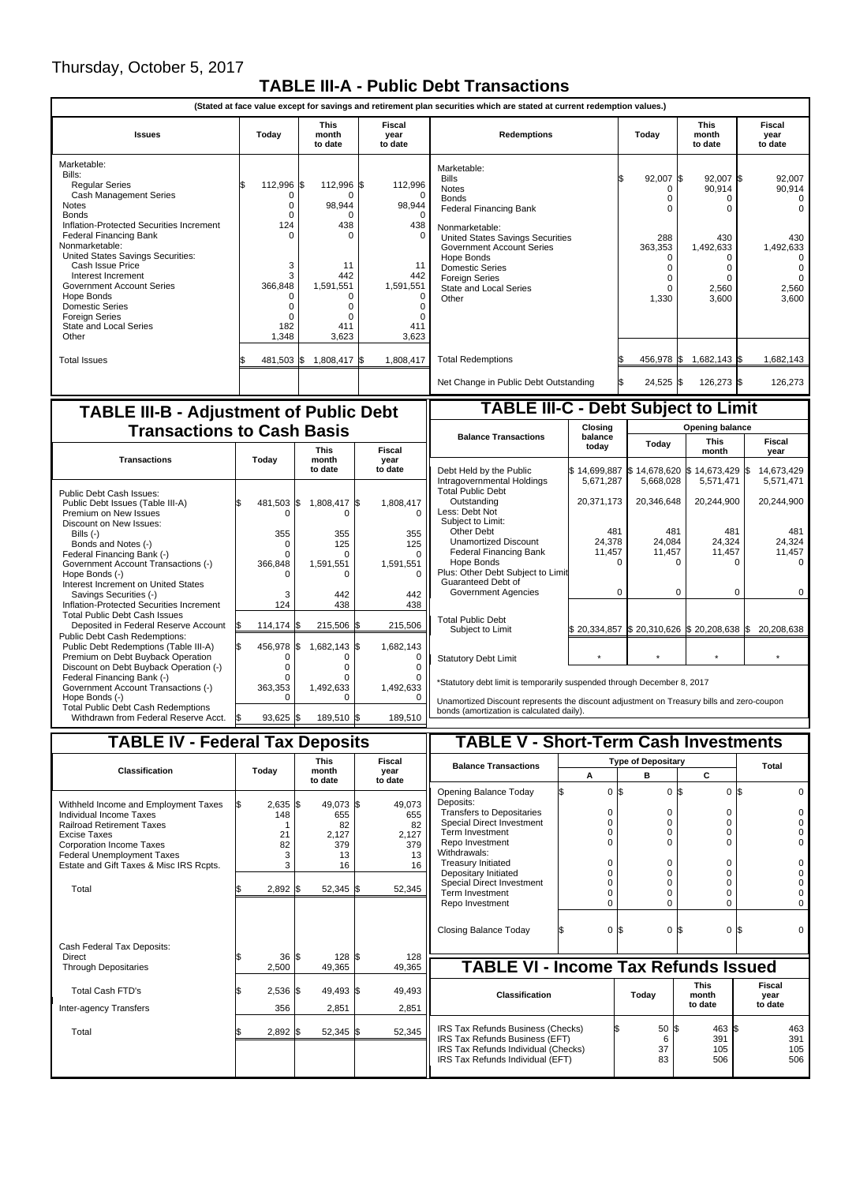Thursday, October 5, 2017

# TABLE III-A - Public Debt Transactions

(Stated at face value except for savings and retirement plan securities which are stated at current redemption values.)

| Issues | Today | This month to date | Fiscal year to date |
|---|---|---|---|
| Marketable: | | | |
| Bills: | | | |
| Regular Series | $ 112,996 | $ 112,996 | $ 112,996 |
| Cash Management Series | 0 | 0 | 0 |
| Notes | 0 | 98,944 | 98,944 |
| Bonds | 0 | 0 | 0 |
| Inflation-Protected Securities Increment | 124 | 438 | 438 |
| Federal Financing Bank | 0 | 0 | 0 |
| Nonmarketable: | | | |
| United States Savings Securities: | | | |
| Cash Issue Price | 3 | 11 | 11 |
| Interest Increment | 3 | 442 | 442 |
| Government Account Series | 366,848 | 1,591,551 | 1,591,551 |
| Hope Bonds | 0 | 0 | 0 |
| Domestic Series | 0 | 0 | 0 |
| Foreign Series | 0 | 0 | 0 |
| State and Local Series | 182 | 411 | 411 |
| Other | 1,348 | 3,623 | 3,623 |
| Total Issues | $ 481,503 | $ 1,808,417 | $ 1,808,417 |

| Redemptions | Today | This month to date | Fiscal year to date |
|---|---|---|---|
| Marketable: | | | |
| Bills | $ 92,007 | $ 92,007 | $ 92,007 |
| Notes | 0 | 90,914 | 90,914 |
| Bonds | 0 | 0 | 0 |
| Federal Financing Bank | 0 | 0 | 0 |
| Nonmarketable: | | | |
| United States Savings Securities | 288 | 430 | 430 |
| Government Account Series | 363,353 | 1,492,633 | 1,492,633 |
| Hope Bonds | 0 | 0 | 0 |
| Domestic Series | 0 | 0 | 0 |
| Foreign Series | 0 | 0 | 0 |
| State and Local Series | 0 | 2,560 | 2,560 |
| Other | 1,330 | 3,600 | 3,600 |
| Total Redemptions | $ 456,978 | $ 1,682,143 | $ 1,682,143 |
| Net Change in Public Debt Outstanding | $ 24,525 | $ 126,273 | $ 126,273 |

# TABLE III-B - Adjustment of Public Debt Transactions to Cash Basis

| Transactions | Today | This month to date | Fiscal year to date |
|---|---|---|---|
| Public Debt Cash Issues: | | | |
| Public Debt Issues (Table III-A) | $ 481,503 | $ 1,808,417 | $ 1,808,417 |
| Premium on New Issues | 0 | 0 | 0 |
| Discount on New Issues: | | | |
| Bills (-) | 355 | 355 | 355 |
| Bonds and Notes (-) | 0 | 125 | 125 |
| Federal Financing Bank (-) | 0 | 0 | 0 |
| Government Account Transactions (-) | 366,848 | 1,591,551 | 1,591,551 |
| Hope Bonds (-) | 0 | 0 | 0 |
| Interest Increment on United States Savings Securities (-) | 3 | 442 | 442 |
| Inflation-Protected Securities Increment | 124 | 438 | 438 |
| Total Public Debt Cash Issues Deposited in Federal Reserve Account | $ 114,174 | $ 215,506 | $ 215,506 |
| Public Debt Cash Redemptions: | | | |
| Public Debt Redemptions (Table III-A) | $ 456,978 | $ 1,682,143 | $ 1,682,143 |
| Premium on Debt Buyback Operation | 0 | 0 | 0 |
| Discount on Debt Buyback Operation (-) | 0 | 0 | 0 |
| Federal Financing Bank (-) | 0 | 0 | 0 |
| Government Account Transactions (-) | 363,353 | 1,492,633 | 1,492,633 |
| Hope Bonds (-) | 0 | 0 | 0 |
| Total Public Debt Cash Redemptions Withdrawn from Federal Reserve Acct. | $ 93,625 | $ 189,510 | $ 189,510 |

# TABLE III-C - Debt Subject to Limit

| Balance Transactions | Closing balance today | Opening balance Today | Opening balance This month | Opening balance Fiscal year |
|---|---|---|---|---|
| Debt Held by the Public | $ 14,699,887 | $ 14,678,620 | $ 14,673,429 | $ 14,673,429 |
| Intragovernmental Holdings | 5,671,287 | 5,668,028 | 5,571,471 | 5,571,471 |
| Total Public Debt Outstanding | 20,371,173 | 20,346,648 | 20,244,900 | 20,244,900 |
| Less: Debt Not Subject to Limit: | | | | |
| Other Debt | 481 | 481 | 481 | 481 |
| Unamortized Discount | 24,378 | 24,084 | 24,324 | 24,324 |
| Federal Financing Bank | 11,457 | 11,457 | 11,457 | 11,457 |
| Hope Bonds | 0 | 0 | 0 | 0 |
| Plus: Other Debt Subject to Limit | | | | |
| Guaranteed Debt of Government Agencies | 0 | 0 | 0 | 0 |
| Total Public Debt Subject to Limit | $ 20,334,857 | $ 20,310,626 | $ 20,208,638 | $ 20,208,638 |
| Statutory Debt Limit | * | * | * | * |

*Statutory debt limit is temporarily suspended through December 8, 2017

Unamortized Discount represents the discount adjustment on Treasury bills and zero-coupon bonds (amortization is calculated daily).

# TABLE IV - Federal Tax Deposits

| Classification | Today | This month to date | Fiscal year to date |
|---|---|---|---|
| Withheld Income and Employment Taxes | $ 2,635 | $ 49,073 | $ 49,073 |
| Individual Income Taxes | 148 | 655 | 655 |
| Railroad Retirement Taxes | 1 | 82 | 82 |
| Excise Taxes | 21 | 2,127 | 2,127 |
| Corporation Income Taxes | 82 | 379 | 379 |
| Federal Unemployment Taxes | 3 | 13 | 13 |
| Estate and Gift Taxes & Misc IRS Rcpts. | 3 | 16 | 16 |
| Total | $ 2,892 | $ 52,345 | $ 52,345 |
| Cash Federal Tax Deposits: | | | |
| Direct | $ 36 | $ 128 | $ 128 |
| Through Depositaries | 2,500 | 49,365 | 49,365 |
| Total Cash FTD's | $ 2,536 | $ 49,493 | $ 49,493 |
| Inter-agency Transfers | 356 | 2,851 | 2,851 |
| Total | $ 2,892 | $ 52,345 | $ 52,345 |

# TABLE V - Short-Term Cash Investments

| Balance Transactions | Type of Depositary A | Type of Depositary B | Type of Depositary C | Total |
|---|---|---|---|---|
| Opening Balance Today | $ 0 | $ 0 | $ 0 | $ 0 |
| Deposits: | | | | |
| Transfers to Depositaries | 0 | 0 | 0 | 0 |
| Special Direct Investment | 0 | 0 | 0 | 0 |
| Term Investment | 0 | 0 | 0 | 0 |
| Repo Investment | 0 | 0 | 0 | 0 |
| Withdrawals: | | | | |
| Treasury Initiated | 0 | 0 | 0 | 0 |
| Depositary Initiated | 0 | 0 | 0 | 0 |
| Special Direct Investment | 0 | 0 | 0 | 0 |
| Term Investment | 0 | 0 | 0 | 0 |
| Repo Investment | 0 | 0 | 0 | 0 |
| Closing Balance Today | $ 0 | $ 0 | $ 0 | $ 0 |

# TABLE VI - Income Tax Refunds Issued

| Classification | Today | This month to date | Fiscal year to date |
|---|---|---|---|
| IRS Tax Refunds Business (Checks) | $ 50 | $ 463 | $ 463 |
| IRS Tax Refunds Business (EFT) | 6 | 391 | 391 |
| IRS Tax Refunds Individual (Checks) | 37 | 105 | 105 |
| IRS Tax Refunds Individual (EFT) | 83 | 506 | 506 |